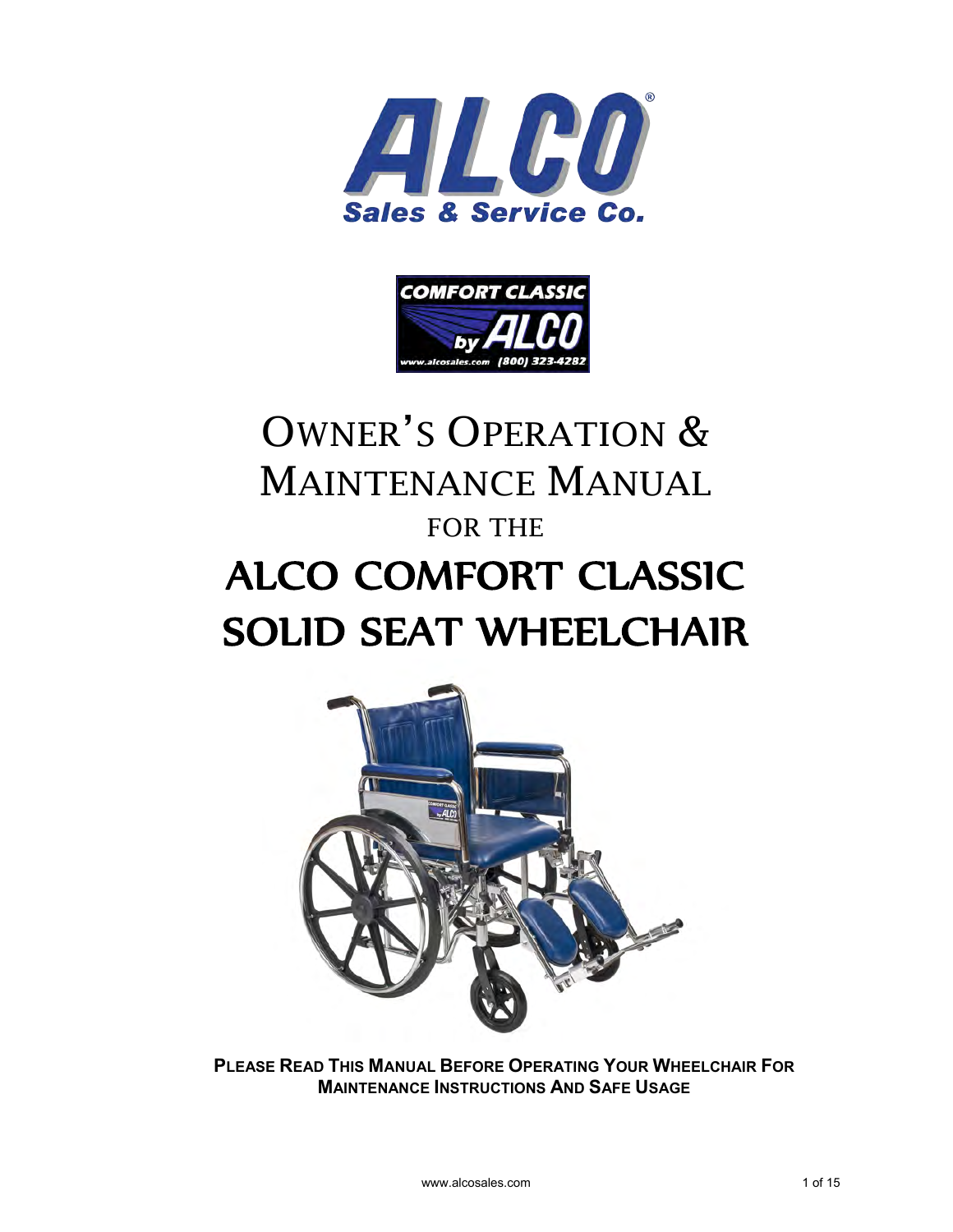ALCO®

Sales & Service Co.

COMFORT CLASSIC by ALCO

www.alcosales.com (800) 323-4282

# OWNER'S OPERATION & MAINTENANCE MANUAL

FOR THE

# ALCO COMFORT CLASSIC SOLID SEAT WHEELCHAIR

**PLEASE READ THIS MANUAL BEFORE OPERATING YOUR WHEELCHAIR FOR MAINTENANCE INSTRUCTIONS AND SAFE USAGE**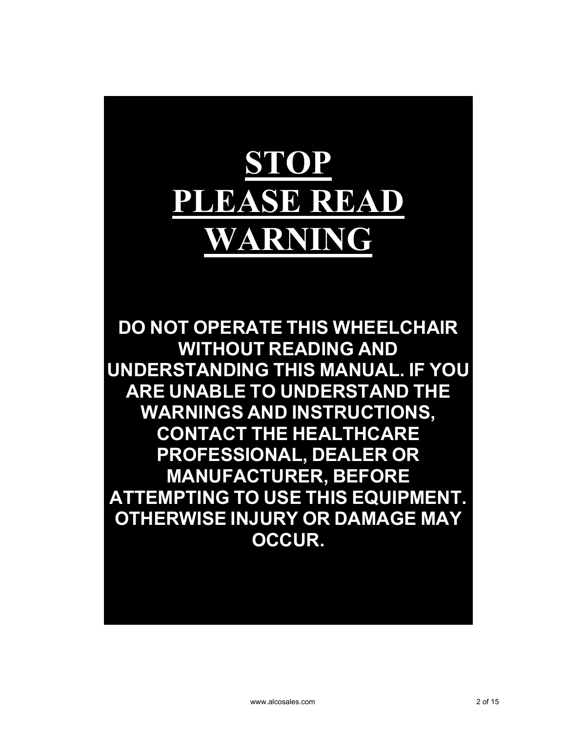# STOP
# PLEASE READ
# WARNING

**DO NOT OPERATE THIS WHEELCHAIR WITHOUT READING AND UNDERSTANDING THIS MANUAL. IF YOU ARE UNABLE TO UNDERSTAND THE WARNINGS AND INSTRUCTIONS, CONTACT THE HEALTHCARE PROFESSIONAL, DEALER OR MANUFACTURER, BEFORE ATTEMPTING TO USE THIS EQUIPMENT. OTHERWISE INJURY OR DAMAGE MAY OCCUR.**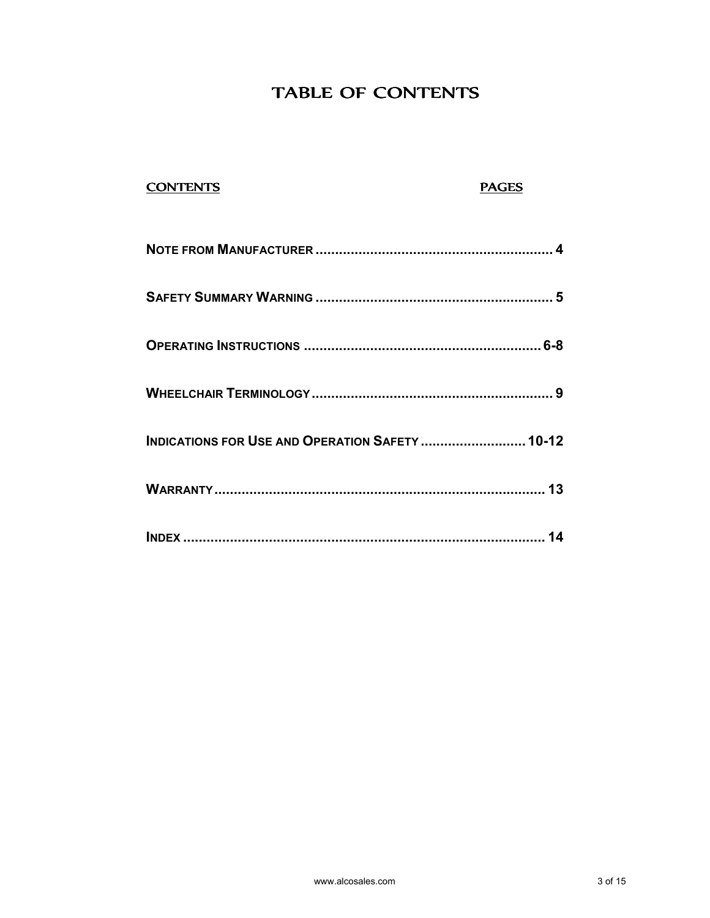# TABLE OF CONTENTS

| CONTENTS | PAGES |
|---|---|
| NOTE FROM MANUFACTURER | 4 |
| SAFETY SUMMARY WARNING | 5 |
| OPERATING INSTRUCTIONS | 6-8 |
| WHEELCHAIR TERMINOLOGY | 9 |
| INDICATIONS FOR USE AND OPERATION SAFETY | 10-12 |
| WARRANTY | 13 |
| INDEX | 14 |

www.alcosales.com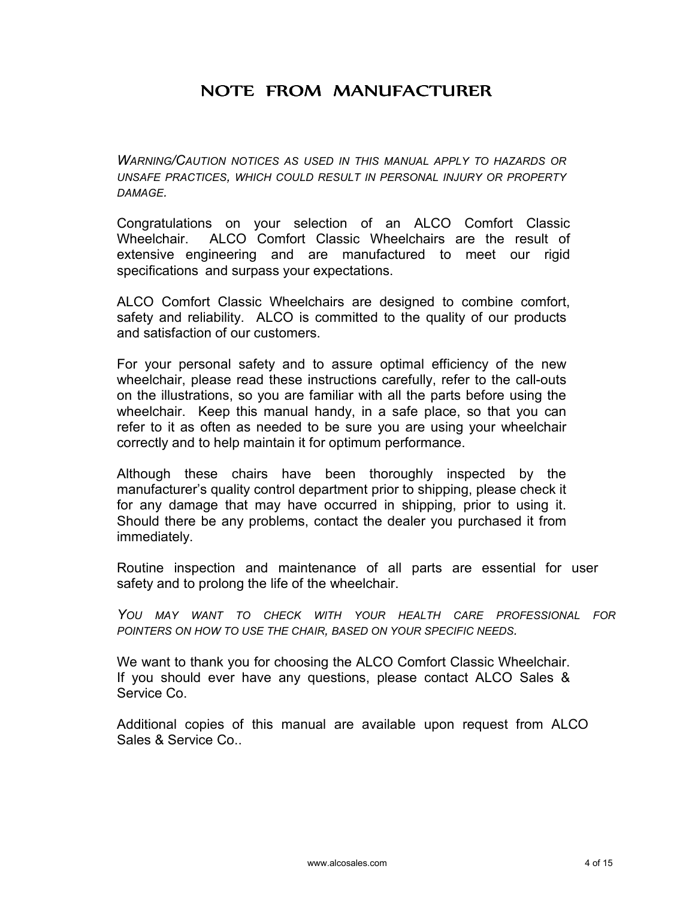# NOTE FROM MANUFACTURER

*WARNING/CAUTION NOTICES AS USED IN THIS MANUAL APPLY TO HAZARDS OR UNSAFE PRACTICES, WHICH COULD RESULT IN PERSONAL INJURY OR PROPERTY DAMAGE.*

Congratulations on your selection of an ALCO Comfort Classic Wheelchair. ALCO Comfort Classic Wheelchairs are the result of extensive engineering and are manufactured to meet our rigid specifications and surpass your expectations.

ALCO Comfort Classic Wheelchairs are designed to combine comfort, safety and reliability. ALCO is committed to the quality of our products and satisfaction of our customers.

For your personal safety and to assure optimal efficiency of the new wheelchair, please read these instructions carefully, refer to the call-outs on the illustrations, so you are familiar with all the parts before using the wheelchair. Keep this manual handy, in a safe place, so that you can refer to it as often as needed to be sure you are using your wheelchair correctly and to help maintain it for optimum performance.

Although these chairs have been thoroughly inspected by the manufacturer's quality control department prior to shipping, please check it for any damage that may have occurred in shipping, prior to using it. Should there be any problems, contact the dealer you purchased it from immediately.

Routine inspection and maintenance of all parts are essential for user safety and to prolong the life of the wheelchair.

*YOU MAY WANT TO CHECK WITH YOUR HEALTH CARE PROFESSIONAL FOR POINTERS ON HOW TO USE THE CHAIR, BASED ON YOUR SPECIFIC NEEDS.*

We want to thank you for choosing the ALCO Comfort Classic Wheelchair. If you should ever have any questions, please contact ALCO Sales & Service Co.

Additional copies of this manual are available upon request from ALCO Sales & Service Co..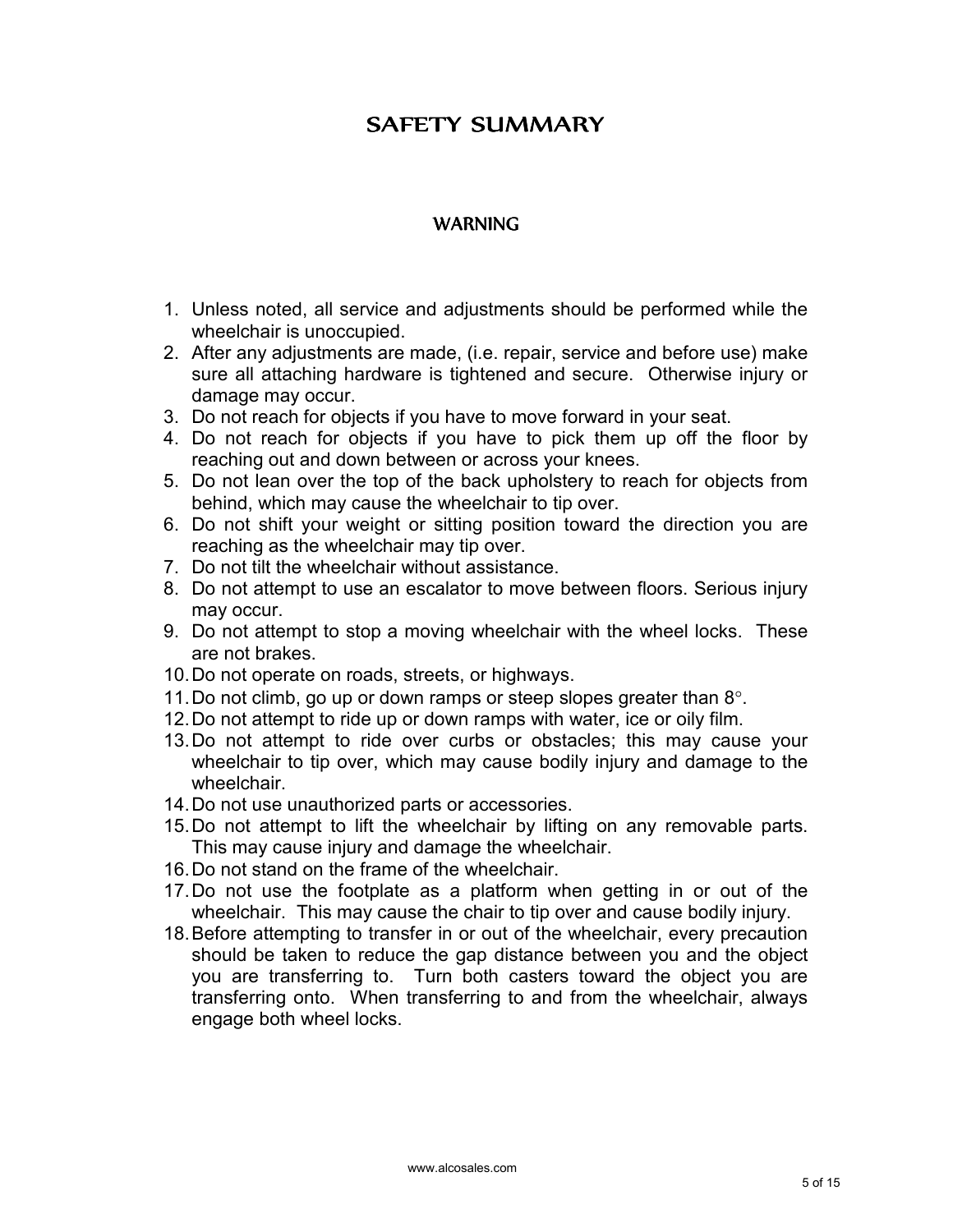# SAFETY SUMMARY

## WARNING

1. Unless noted, all service and adjustments should be performed while the wheelchair is unoccupied.
2. After any adjustments are made, (i.e. repair, service and before use) make sure all attaching hardware is tightened and secure. Otherwise injury or damage may occur.
3. Do not reach for objects if you have to move forward in your seat.
4. Do not reach for objects if you have to pick them up off the floor by reaching out and down between or across your knees.
5. Do not lean over the top of the back upholstery to reach for objects from behind, which may cause the wheelchair to tip over.
6. Do not shift your weight or sitting position toward the direction you are reaching as the wheelchair may tip over.
7. Do not tilt the wheelchair without assistance.
8. Do not attempt to use an escalator to move between floors. Serious injury may occur.
9. Do not attempt to stop a moving wheelchair with the wheel locks. These are not brakes.
10. Do not operate on roads, streets, or highways.
11. Do not climb, go up or down ramps or steep slopes greater than 8°.
12. Do not attempt to ride up or down ramps with water, ice or oily film.
13. Do not attempt to ride over curbs or obstacles; this may cause your wheelchair to tip over, which may cause bodily injury and damage to the wheelchair.
14. Do not use unauthorized parts or accessories.
15. Do not attempt to lift the wheelchair by lifting on any removable parts. This may cause injury and damage the wheelchair.
16. Do not stand on the frame of the wheelchair.
17. Do not use the footplate as a platform when getting in or out of the wheelchair. This may cause the chair to tip over and cause bodily injury.
18. Before attempting to transfer in or out of the wheelchair, every precaution should be taken to reduce the gap distance between you and the object you are transferring to. Turn both casters toward the object you are transferring onto. When transferring to and from the wheelchair, always engage both wheel locks.

www.alcosales.com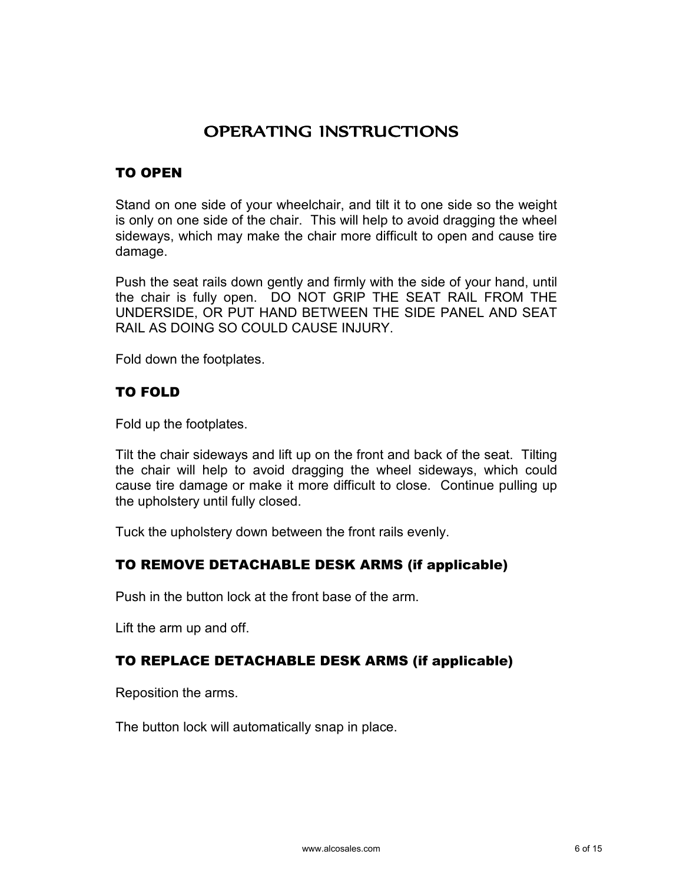# OPERATING INSTRUCTIONS

## TO OPEN

Stand on one side of your wheelchair, and tilt it to one side so the weight is only on one side of the chair. This will help to avoid dragging the wheel sideways, which may make the chair more difficult to open and cause tire damage.

Push the seat rails down gently and firmly with the side of your hand, until the chair is fully open. DO NOT GRIP THE SEAT RAIL FROM THE UNDERSIDE, OR PUT HAND BETWEEN THE SIDE PANEL AND SEAT RAIL AS DOING SO COULD CAUSE INJURY.

Fold down the footplates.

## TO FOLD

Fold up the footplates.

Tilt the chair sideways and lift up on the front and back of the seat. Tilting the chair will help to avoid dragging the wheel sideways, which could cause tire damage or make it more difficult to close. Continue pulling up the upholstery until fully closed.

Tuck the upholstery down between the front rails evenly.

## TO REMOVE DETACHABLE DESK ARMS (if applicable)

Push in the button lock at the front base of the arm.

Lift the arm up and off.

## TO REPLACE DETACHABLE DESK ARMS (if applicable)

Reposition the arms.

The button lock will automatically snap in place.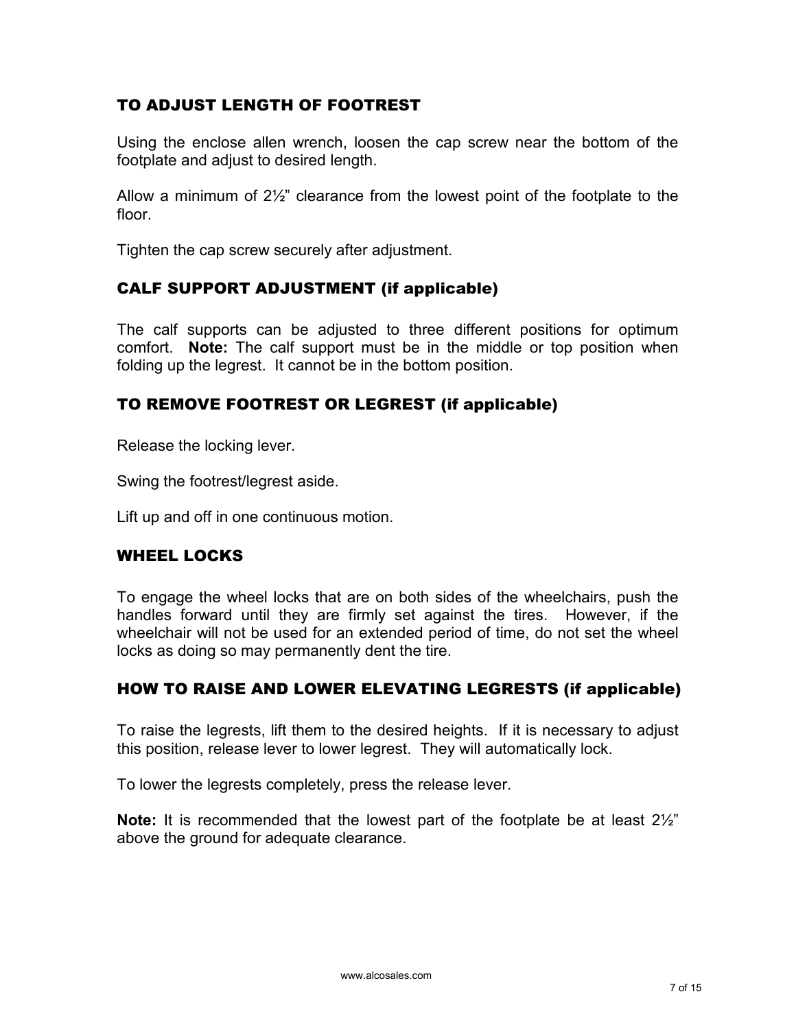## TO ADJUST LENGTH OF FOOTREST

Using the enclose allen wrench, loosen the cap screw near the bottom of the footplate and adjust to desired length.

Allow a minimum of 2½" clearance from the lowest point of the footplate to the floor.

Tighten the cap screw securely after adjustment.

## CALF SUPPORT ADJUSTMENT (if applicable)

The calf supports can be adjusted to three different positions for optimum comfort. **Note:** The calf support must be in the middle or top position when folding up the legrest. It cannot be in the bottom position.

## TO REMOVE FOOTREST OR LEGREST (if applicable)

Release the locking lever.

Swing the footrest/legrest aside.

Lift up and off in one continuous motion.

## WHEEL LOCKS

To engage the wheel locks that are on both sides of the wheelchairs, push the handles forward until they are firmly set against the tires. However, if the wheelchair will not be used for an extended period of time, do not set the wheel locks as doing so may permanently dent the tire.

## HOW TO RAISE AND LOWER ELEVATING LEGRESTS (if applicable)

To raise the legrests, lift them to the desired heights. If it is necessary to adjust this position, release lever to lower legrest. They will automatically lock.

To lower the legrests completely, press the release lever.

**Note:** It is recommended that the lowest part of the footplate be at least 2½" above the ground for adequate clearance.

www.alcosales.com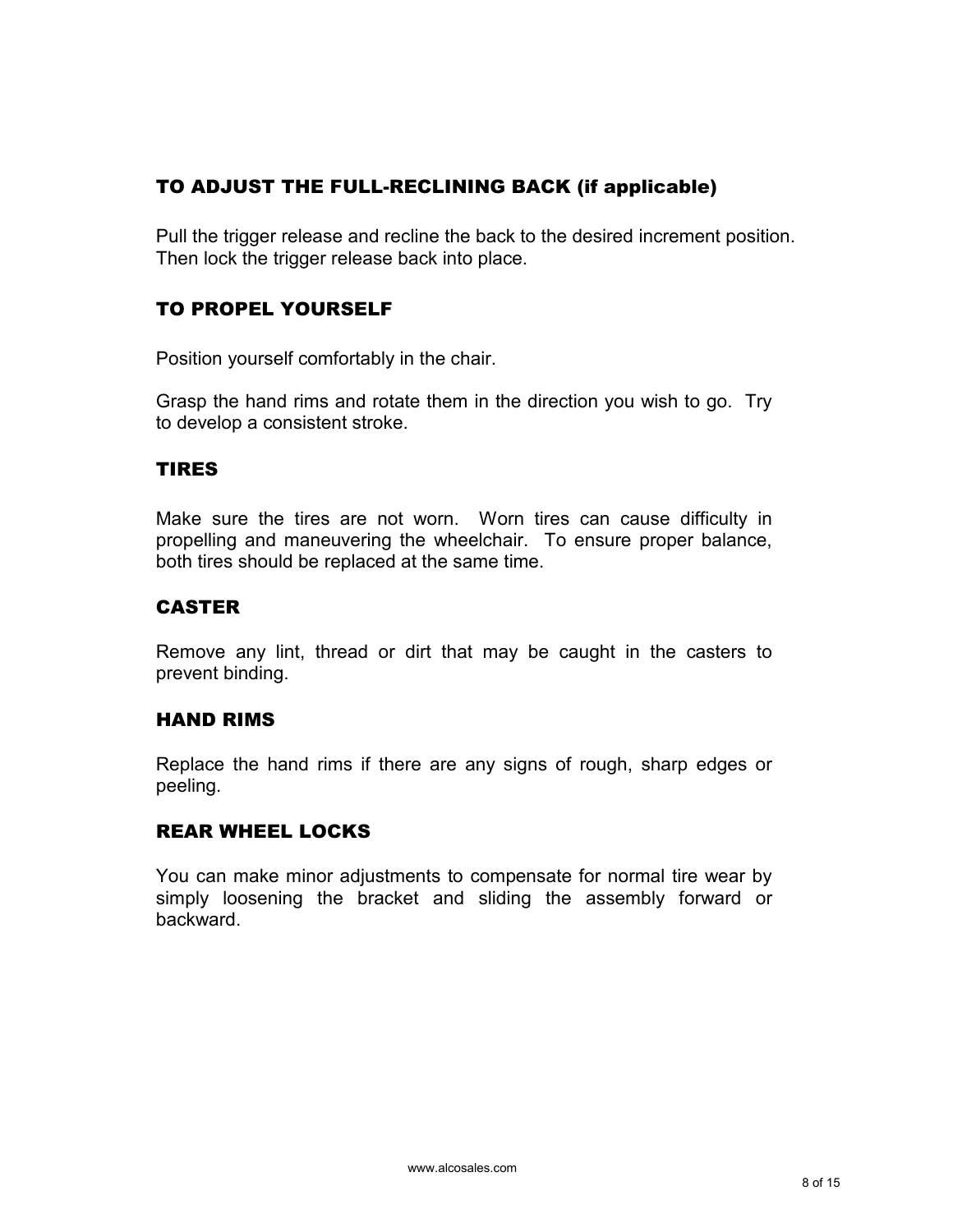## TO ADJUST THE FULL-RECLINING BACK (if applicable)

Pull the trigger release and recline the back to the desired increment position. Then lock the trigger release back into place.

## TO PROPEL YOURSELF

Position yourself comfortably in the chair.

Grasp the hand rims and rotate them in the direction you wish to go. Try to develop a consistent stroke.

## TIRES

Make sure the tires are not worn. Worn tires can cause difficulty in propelling and maneuvering the wheelchair. To ensure proper balance, both tires should be replaced at the same time.

## CASTER

Remove any lint, thread or dirt that may be caught in the casters to prevent binding.

## HAND RIMS

Replace the hand rims if there are any signs of rough, sharp edges or peeling.

## REAR WHEEL LOCKS

You can make minor adjustments to compensate for normal tire wear by simply loosening the bracket and sliding the assembly forward or backward.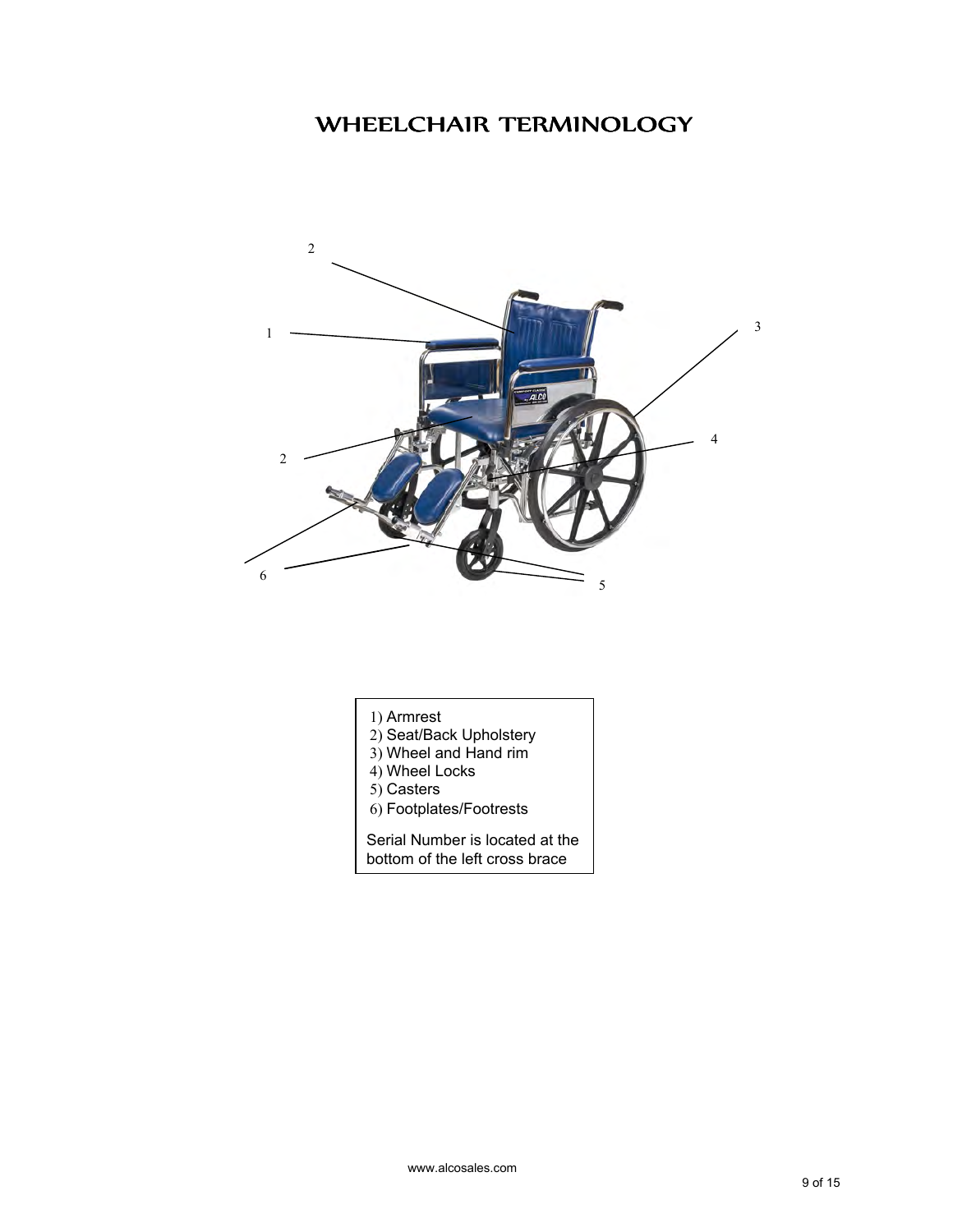# WHEELCHAIR TERMINOLOGY

1) Armrest
2) Seat/Back Upholstery
3) Wheel and Hand rim
4) Wheel Locks
5) Casters
6) Footplates/Footrests

Serial Number is located at the bottom of the left cross brace

www.alcosales.com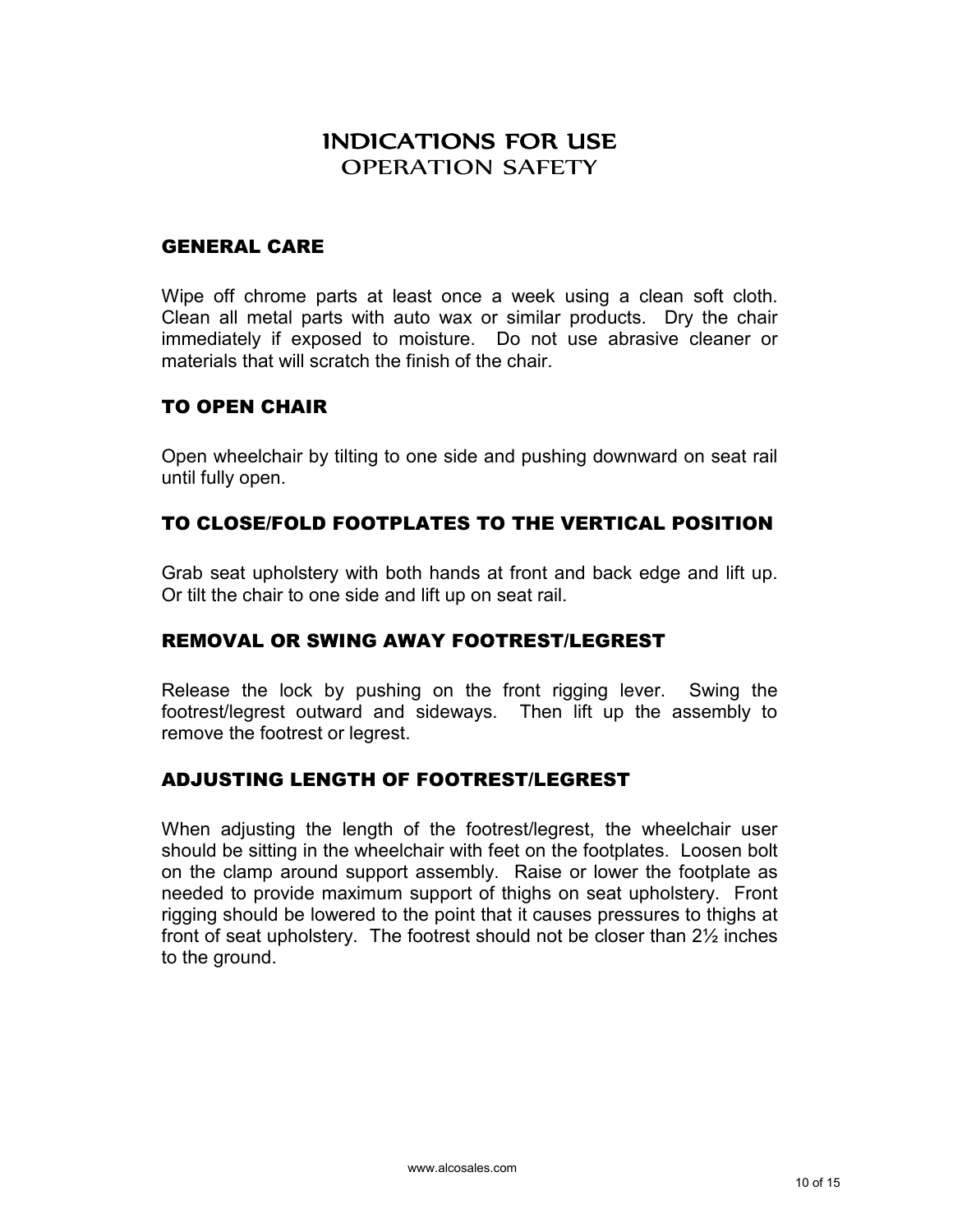# INDICATIONS FOR USE
## OPERATION SAFETY

### GENERAL CARE

Wipe off chrome parts at least once a week using a clean soft cloth. Clean all metal parts with auto wax or similar products. Dry the chair immediately if exposed to moisture. Do not use abrasive cleaner or materials that will scratch the finish of the chair.

### TO OPEN CHAIR

Open wheelchair by tilting to one side and pushing downward on seat rail until fully open.

### TO CLOSE/FOLD FOOTPLATES TO THE VERTICAL POSITION

Grab seat upholstery with both hands at front and back edge and lift up. Or tilt the chair to one side and lift up on seat rail.

### REMOVAL OR SWING AWAY FOOTREST/LEGREST

Release the lock by pushing on the front rigging lever. Swing the footrest/legrest outward and sideways. Then lift up the assembly to remove the footrest or legrest.

### ADJUSTING LENGTH OF FOOTREST/LEGREST

When adjusting the length of the footrest/legrest, the wheelchair user should be sitting in the wheelchair with feet on the footplates. Loosen bolt on the clamp around support assembly. Raise or lower the footplate as needed to provide maximum support of thighs on seat upholstery. Front rigging should be lowered to the point that it causes pressures to thighs at front of seat upholstery. The footrest should not be closer than 2½ inches to the ground.

www.alcosales.com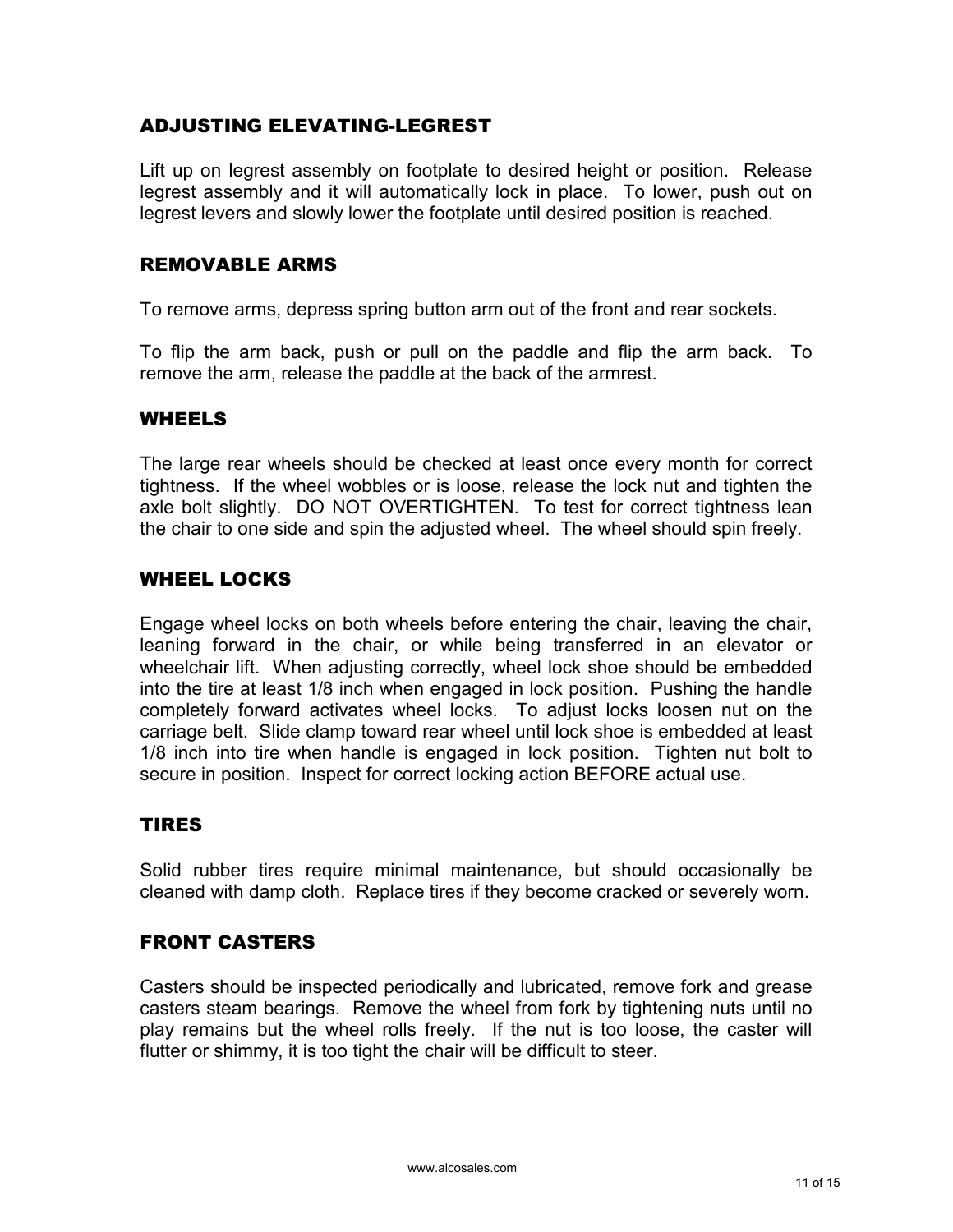## ADJUSTING ELEVATING-LEGREST

Lift up on legrest assembly on footplate to desired height or position. Release legrest assembly and it will automatically lock in place. To lower, push out on legrest levers and slowly lower the footplate until desired position is reached.

## REMOVABLE ARMS

To remove arms, depress spring button arm out of the front and rear sockets.

To flip the arm back, push or pull on the paddle and flip the arm back. To remove the arm, release the paddle at the back of the armrest.

## WHEELS

The large rear wheels should be checked at least once every month for correct tightness. If the wheel wobbles or is loose, release the lock nut and tighten the axle bolt slightly. DO NOT OVERTIGHTEN. To test for correct tightness lean the chair to one side and spin the adjusted wheel. The wheel should spin freely.

## WHEEL LOCKS

Engage wheel locks on both wheels before entering the chair, leaving the chair, leaning forward in the chair, or while being transferred in an elevator or wheelchair lift. When adjusting correctly, wheel lock shoe should be embedded into the tire at least 1/8 inch when engaged in lock position. Pushing the handle completely forward activates wheel locks. To adjust locks loosen nut on the carriage belt. Slide clamp toward rear wheel until lock shoe is embedded at least 1/8 inch into tire when handle is engaged in lock position. Tighten nut bolt to secure in position. Inspect for correct locking action BEFORE actual use.

## TIRES

Solid rubber tires require minimal maintenance, but should occasionally be cleaned with damp cloth. Replace tires if they become cracked or severely worn.

## FRONT CASTERS

Casters should be inspected periodically and lubricated, remove fork and grease casters steam bearings. Remove the wheel from fork by tightening nuts until no play remains but the wheel rolls freely. If the nut is too loose, the caster will flutter or shimmy, it is too tight the chair will be difficult to steer.

www.alcosales.com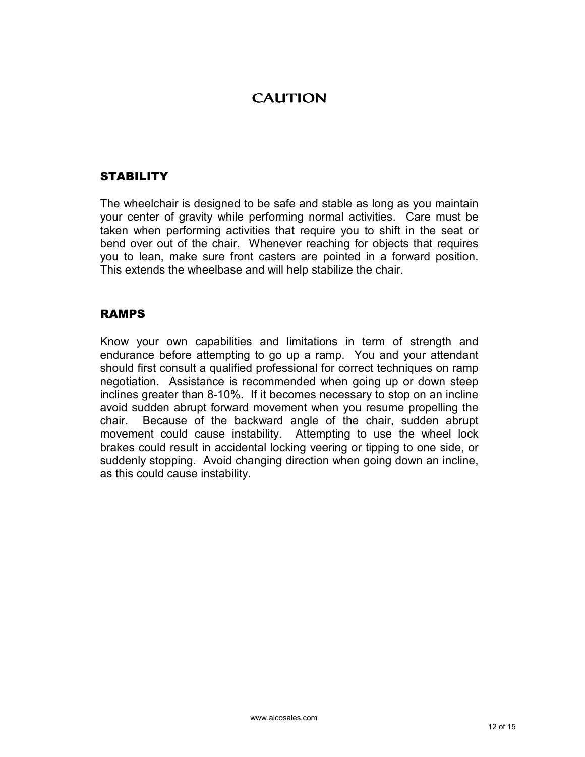# CAUTION

## STABILITY

The wheelchair is designed to be safe and stable as long as you maintain your center of gravity while performing normal activities. Care must be taken when performing activities that require you to shift in the seat or bend over out of the chair. Whenever reaching for objects that requires you to lean, make sure front casters are pointed in a forward position. This extends the wheelbase and will help stabilize the chair.

## RAMPS

Know your own capabilities and limitations in term of strength and endurance before attempting to go up a ramp. You and your attendant should first consult a qualified professional for correct techniques on ramp negotiation. Assistance is recommended when going up or down steep inclines greater than 8-10%. If it becomes necessary to stop on an incline avoid sudden abrupt forward movement when you resume propelling the chair. Because of the backward angle of the chair, sudden abrupt movement could cause instability. Attempting to use the wheel lock brakes could result in accidental locking veering or tipping to one side, or suddenly stopping. Avoid changing direction when going down an incline, as this could cause instability.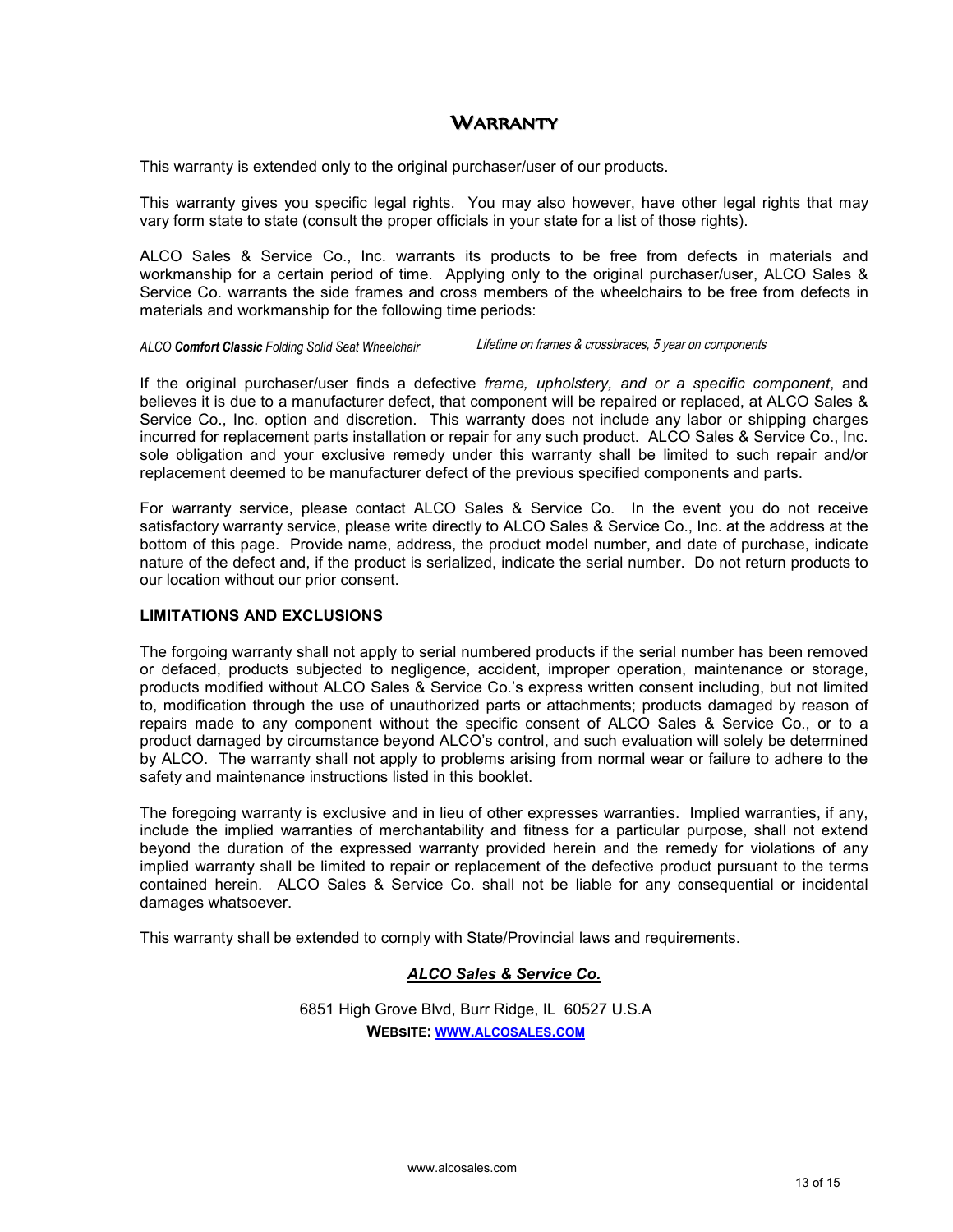## WARRANTY

This warranty is extended only to the original purchaser/user of our products.

This warranty gives you specific legal rights. You may also however, have other legal rights that may vary form state to state (consult the proper officials in your state for a list of those rights).

ALCO Sales & Service Co., Inc. warrants its products to be free from defects in materials and workmanship for a certain period of time. Applying only to the original purchaser/user, ALCO Sales & Service Co. warrants the side frames and cross members of the wheelchairs to be free from defects in materials and workmanship for the following time periods:

| | |
|---|---|
| *ALCO **Comfort Classic** Folding Solid Seat Wheelchair* | *Lifetime on frames & crossbraces, 5 year on components* |

If the original purchaser/user finds a defective *frame, upholstery, and or a specific component*, and believes it is due to a manufacturer defect, that component will be repaired or replaced, at ALCO Sales & Service Co., Inc. option and discretion. This warranty does not include any labor or shipping charges incurred for replacement parts installation or repair for any such product. ALCO Sales & Service Co., Inc. sole obligation and your exclusive remedy under this warranty shall be limited to such repair and/or replacement deemed to be manufacturer defect of the previous specified components and parts.

For warranty service, please contact ALCO Sales & Service Co. In the event you do not receive satisfactory warranty service, please write directly to ALCO Sales & Service Co., Inc. at the address at the bottom of this page. Provide name, address, the product model number, and date of purchase, indicate nature of the defect and, if the product is serialized, indicate the serial number. Do not return products to our location without our prior consent.

### LIMITATIONS AND EXCLUSIONS

The forgoing warranty shall not apply to serial numbered products if the serial number has been removed or defaced, products subjected to negligence, accident, improper operation, maintenance or storage, products modified without ALCO Sales & Service Co.'s express written consent including, but not limited to, modification through the use of unauthorized parts or attachments; products damaged by reason of repairs made to any component without the specific consent of ALCO Sales & Service Co., or to a product damaged by circumstance beyond ALCO's control, and such evaluation will solely be determined by ALCO. The warranty shall not apply to problems arising from normal wear or failure to adhere to the safety and maintenance instructions listed in this booklet.

The foregoing warranty is exclusive and in lieu of other expresses warranties. Implied warranties, if any, include the implied warranties of merchantability and fitness for a particular purpose, shall not extend beyond the duration of the expressed warranty provided herein and the remedy for violations of any implied warranty shall be limited to repair or replacement of the defective product pursuant to the terms contained herein. ALCO Sales & Service Co. shall not be liable for any consequential or incidental damages whatsoever.

This warranty shall be extended to comply with State/Provincial laws and requirements.

***ALCO Sales & Service Co.***

6851 High Grove Blvd, Burr Ridge, IL 60527 U.S.A

**WEBSITE: [WWW.ALCOSALES.COM](http://www.alcosales.com)**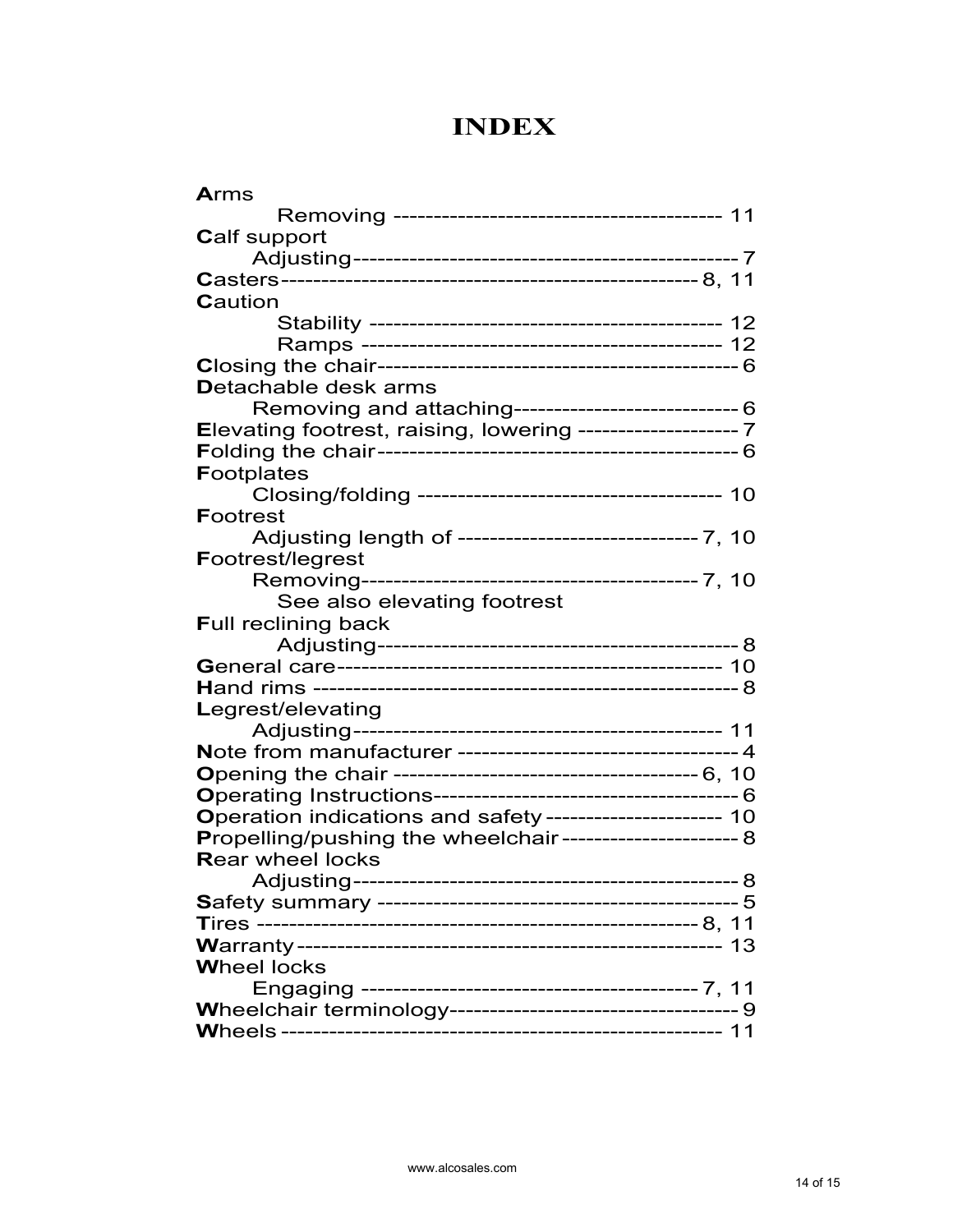# INDEX

**A**rms
- Removing ---------------------------------------- 11

**C**alf support
- Adjusting---------------------------------------------- 7

**C**asters--------------------------------------------------- 8, 11

**C**aution
- Stability ------------------------------------------ 12
- Ramps ------------------------------------------- 12

**C**losing the chair--------------------------------------------- 6

**D**etachable desk arms
- Removing and attaching---------------------------- 6

**E**levating footrest, raising, lowering -------------------- 7

**F**olding the chair---------------------------------------------- 6

**F**ootplates
- Closing/folding ------------------------------------- 10

**F**ootrest
- Adjusting length of ------------------------------ 7, 10

**F**ootrest/legrest
- Removing------------------------------------------- 7, 10
- See also elevating footrest

**F**ull reclining back
- Adjusting--------------------------------------------- 8

**G**eneral care------------------------------------------------ 10

**H**and rims --------------------------------------------------- 8

**L**egrest/elevating
- Adjusting--------------------------------------------- 11

**N**ote from manufacturer ------------------------------------ 4

**O**pening the chair ------------------------------------- 6, 10

**O**perating Instructions--------------------------------------- 6

**O**peration indications and safety ---------------------- 10

**P**ropelling/pushing the wheelchair ---------------------- 8

**R**ear wheel locks
- Adjusting--------------------------------------------- 8

**S**afety summary -------------------------------------------- 5

**T**ires --------------------------------------------------- 8, 11

**W**arranty------------------------------------------------- 13

**W**heel locks
- Engaging ----------------------------------------- 7, 11

**W**heelchair terminology------------------------------------ 9

**W**heels ---------------------------------------------------- 11

www.alcosales.com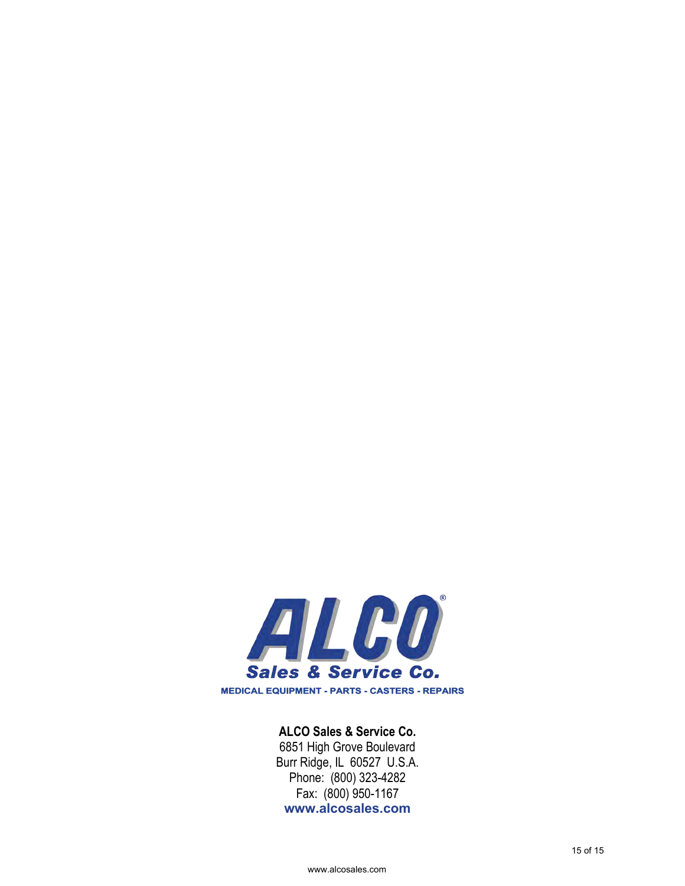ALCO®

Sales & Service Co.

MEDICAL EQUIPMENT - PARTS - CASTERS - REPAIRS

**ALCO Sales & Service Co.**
6851 High Grove Boulevard
Burr Ridge, IL 60527 U.S.A.
Phone: (800) 323-4282
Fax: (800) 950-1167
**www.alcosales.com**